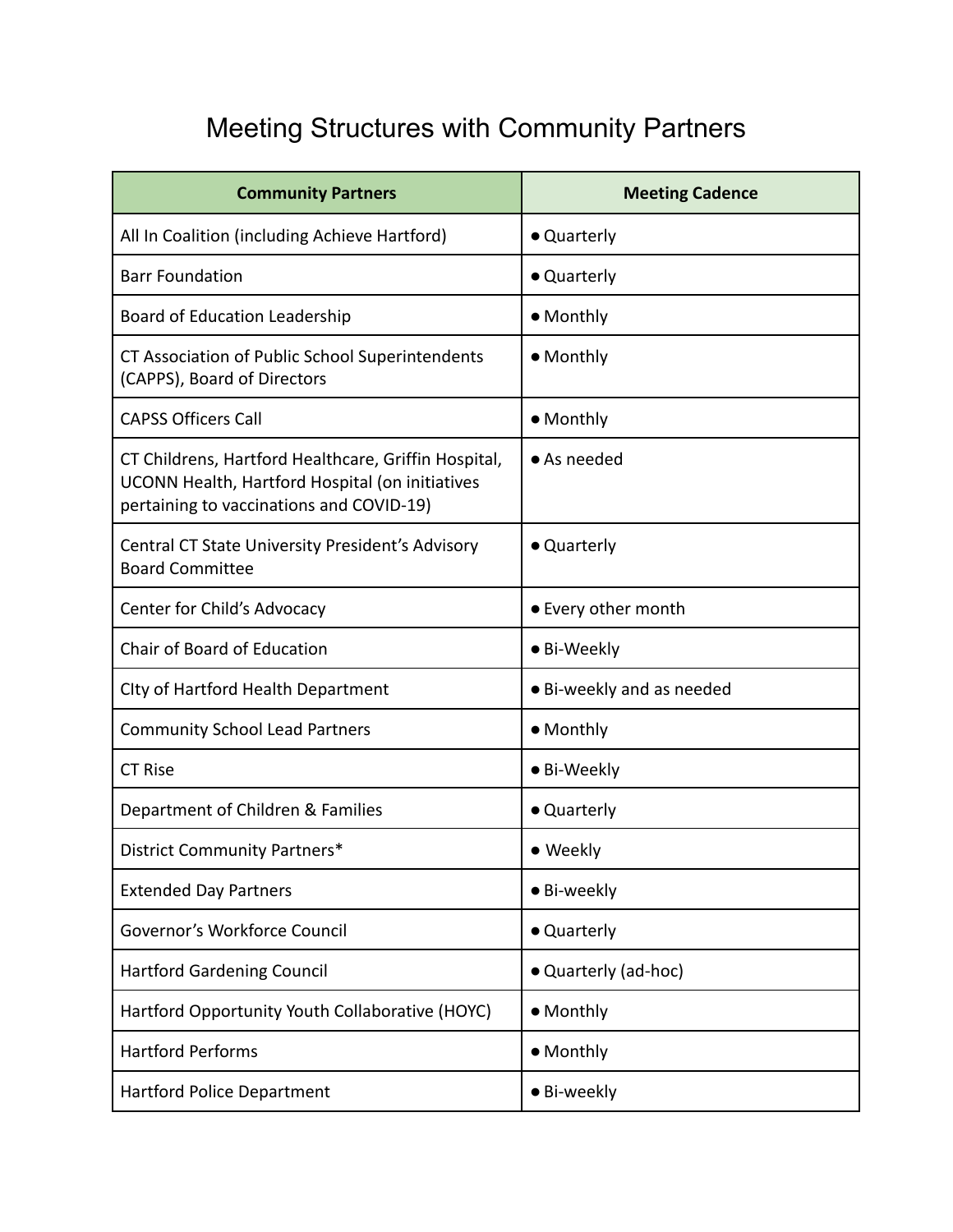# Meeting Structures with Community Partners

| Community Partners | Meeting Cadence |
|---|---|
| All In Coalition (including Achieve Hartford) | ● Quarterly |
| Barr Foundation | ● Quarterly |
| Board of Education Leadership | ● Monthly |
| CT Association of Public School Superintendents (CAPPS), Board of Directors | ● Monthly |
| CAPSS Officers Call | ● Monthly |
| CT Childrens, Hartford Healthcare, Griffin Hospital, UCONN Health, Hartford Hospital (on initiatives pertaining to vaccinations and COVID-19) | ● As needed |
| Central CT State University President's Advisory Board Committee | ● Quarterly |
| Center for Child's Advocacy | ● Every other month |
| Chair of Board of Education | ● Bi-Weekly |
| CIty of Hartford Health Department | ● Bi-weekly and as needed |
| Community School Lead Partners | ● Monthly |
| CT Rise | ● Bi-Weekly |
| Department of Children & Families | ● Quarterly |
| District Community Partners* | ● Weekly |
| Extended Day Partners | ● Bi-weekly |
| Governor's Workforce Council | ● Quarterly |
| Hartford Gardening Council | ● Quarterly (ad-hoc) |
| Hartford Opportunity Youth Collaborative (HOYC) | ● Monthly |
| Hartford Performs | ● Monthly |
| Hartford Police Department | ● Bi-weekly |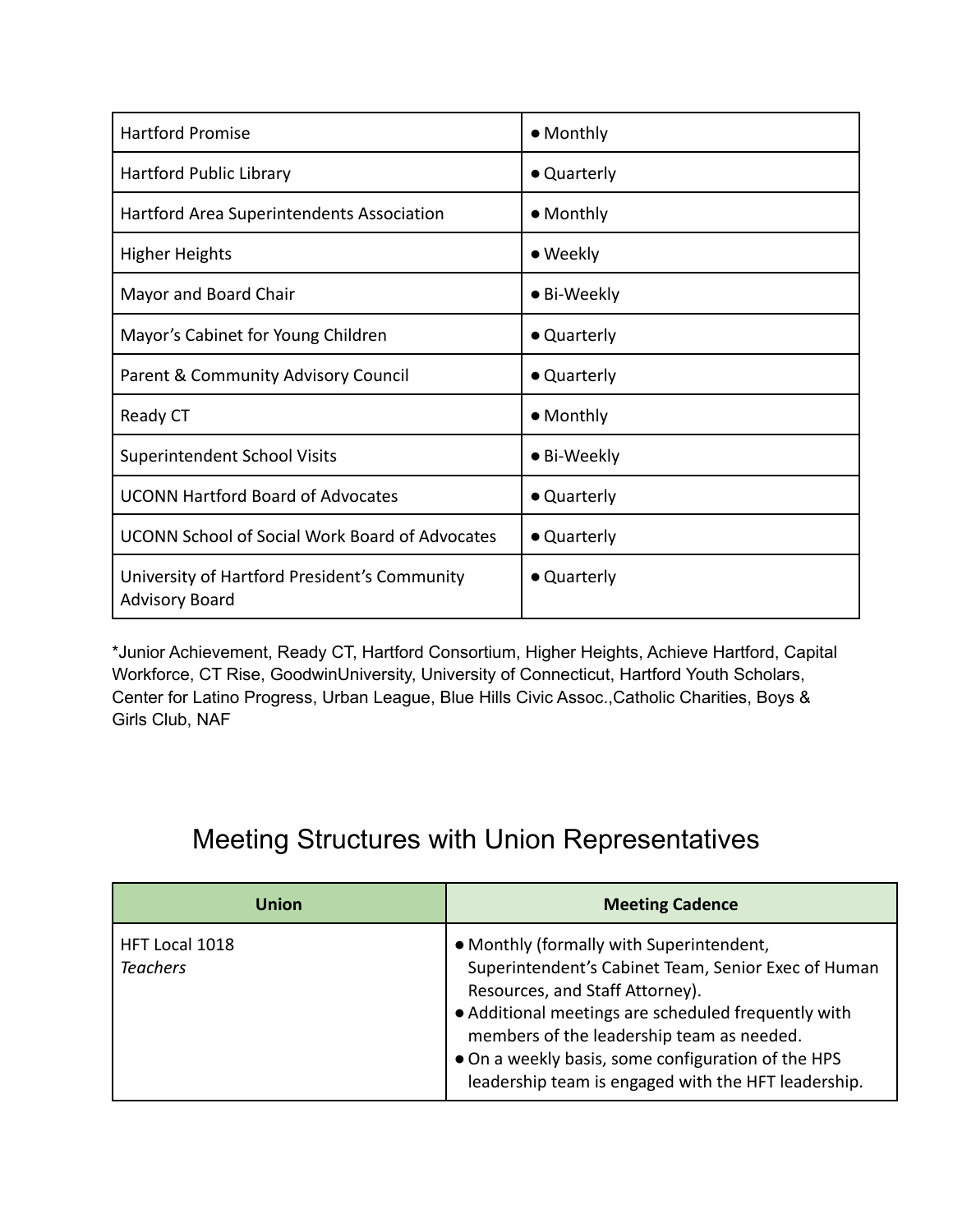| | |
|---|---|
| Hartford Promise | • Monthly |
| Hartford Public Library | • Quarterly |
| Hartford Area Superintendents Association | • Monthly |
| Higher Heights | • Weekly |
| Mayor and Board Chair | • Bi-Weekly |
| Mayor's Cabinet for Young Children | • Quarterly |
| Parent & Community Advisory Council | • Quarterly |
| Ready CT | • Monthly |
| Superintendent School Visits | • Bi-Weekly |
| UCONN Hartford Board of Advocates | • Quarterly |
| UCONN School of Social Work Board of Advocates | • Quarterly |
| University of Hartford President's Community Advisory Board | • Quarterly |

*Junior Achievement, Ready CT, Hartford Consortium, Higher Heights, Achieve Hartford, Capital Workforce, CT Rise, GoodwinUniversity, University of Connecticut, Hartford Youth Scholars, Center for Latino Progress, Urban League, Blue Hills Civic Assoc.,Catholic Charities, Boys & Girls Club, NAF

## Meeting Structures with Union Representatives

| Union | Meeting Cadence |
|---|---|
| HFT Local 1018<br>*Teachers* | • Monthly (formally with Superintendent, Superintendent's Cabinet Team, Senior Exec of Human Resources, and Staff Attorney).<br>• Additional meetings are scheduled frequently with members of the leadership team as needed.<br>• On a weekly basis, some configuration of the HPS leadership team is engaged with the HFT leadership. |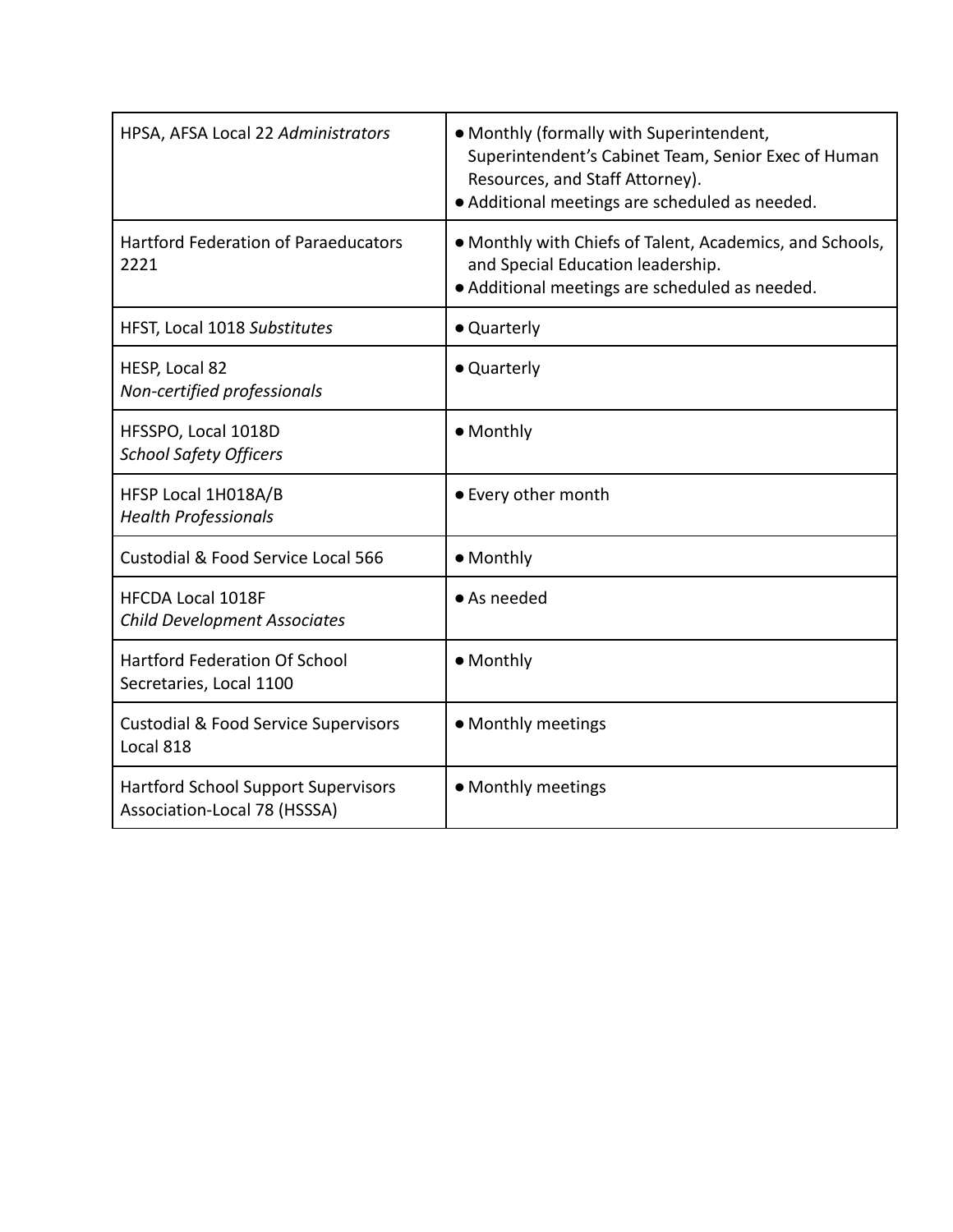| | |
|---|---|
| HPSA, AFSA Local 22 *Administrators* | • Monthly (formally with Superintendent, Superintendent's Cabinet Team, Senior Exec of Human Resources, and Staff Attorney).<br>• Additional meetings are scheduled as needed. |
| Hartford Federation of Paraeducators 2221 | • Monthly with Chiefs of Talent, Academics, and Schools, and Special Education leadership.<br>• Additional meetings are scheduled as needed. |
| HFST, Local 1018 *Substitutes* | • Quarterly |
| HESP, Local 82<br>*Non-certified professionals* | • Quarterly |
| HFSSPO, Local 1018D<br>*School Safety Officers* | • Monthly |
| HFSP Local 1H018A/B<br>*Health Professionals* | • Every other month |
| Custodial & Food Service Local 566 | • Monthly |
| HFCDA Local 1018F<br>*Child Development Associates* | • As needed |
| Hartford Federation Of School Secretaries, Local 1100 | • Monthly |
| Custodial & Food Service Supervisors Local 818 | • Monthly meetings |
| Hartford School Support Supervisors Association-Local 78 (HSSSA) | • Monthly meetings |